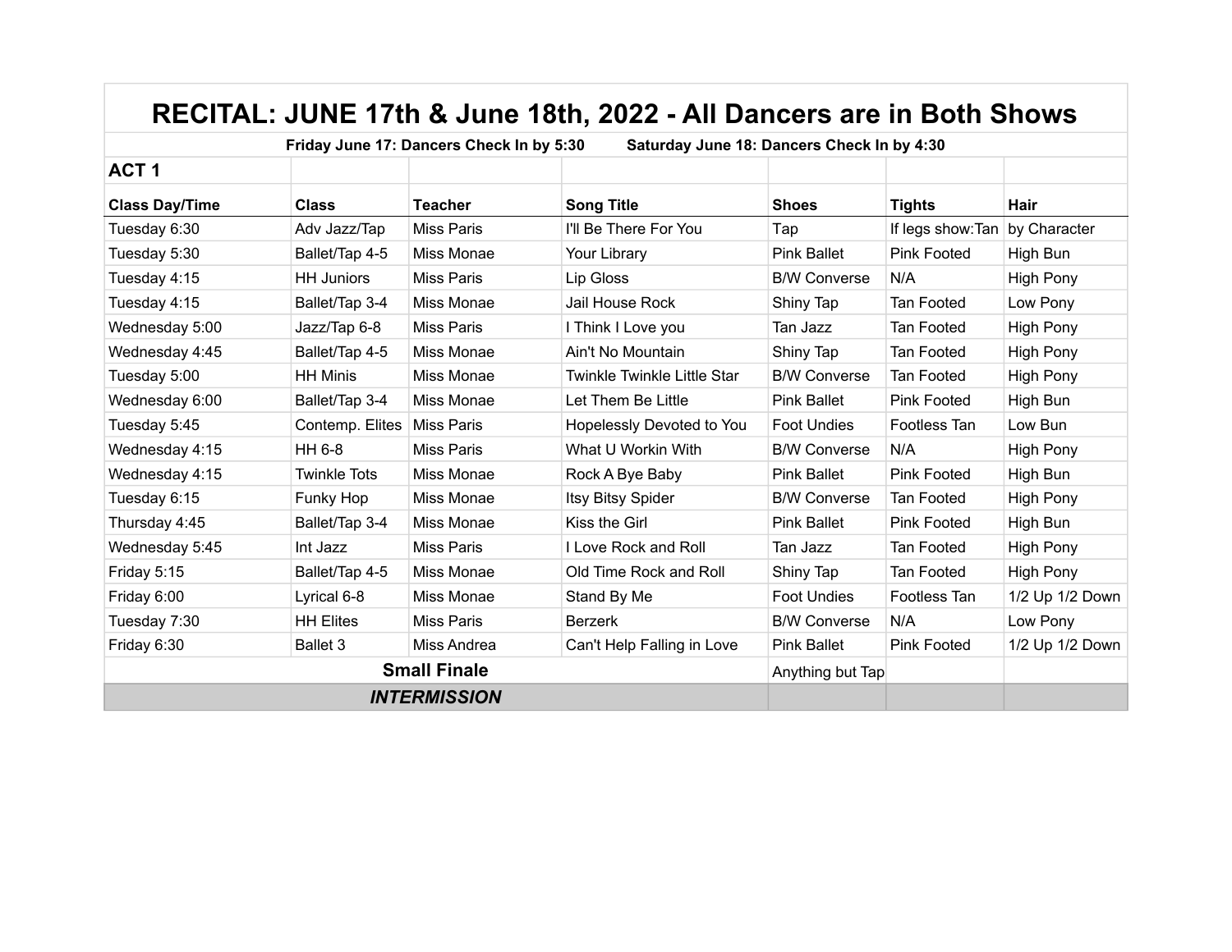# RECITAL: JUNE 17th & June 18th, 2022 - All Dancers are in Both Shows

**Friday June 17: Dancers Check In by 5:30 Saturday June 18: Dancers Check In by 4:30**

| **ACT 1** | | | | | | |
|---|---|---|---|---|---|---|
| **Class Day/Time** | **Class** | **Teacher** | **Song Title** | **Shoes** | **Tights** | **Hair** |
| Tuesday 6:30 | Adv Jazz/Tap | Miss Paris | I'll Be There For You | Tap | If legs show:Tan | by Character |
| Tuesday 5:30 | Ballet/Tap 4-5 | Miss Monae | Your Library | Pink Ballet | Pink Footed | High Bun |
| Tuesday 4:15 | HH Juniors | Miss Paris | Lip Gloss | B/W Converse | N/A | High Pony |
| Tuesday 4:15 | Ballet/Tap 3-4 | Miss Monae | Jail House Rock | Shiny Tap | Tan Footed | Low Pony |
| Wednesday 5:00 | Jazz/Tap 6-8 | Miss Paris | I Think I Love you | Tan Jazz | Tan Footed | High Pony |
| Wednesday 4:45 | Ballet/Tap 4-5 | Miss Monae | Ain't No Mountain | Shiny Tap | Tan Footed | High Pony |
| Tuesday 5:00 | HH Minis | Miss Monae | Twinkle Twinkle Little Star | B/W Converse | Tan Footed | High Pony |
| Wednesday 6:00 | Ballet/Tap 3-4 | Miss Monae | Let Them Be Little | Pink Ballet | Pink Footed | High Bun |
| Tuesday 5:45 | Contemp. Elites | Miss Paris | Hopelessly Devoted to You | Foot Undies | Footless Tan | Low Bun |
| Wednesday 4:15 | HH 6-8 | Miss Paris | What U Workin With | B/W Converse | N/A | High Pony |
| Wednesday 4:15 | Twinkle Tots | Miss Monae | Rock A Bye Baby | Pink Ballet | Pink Footed | High Bun |
| Tuesday 6:15 | Funky Hop | Miss Monae | Itsy Bitsy Spider | B/W Converse | Tan Footed | High Pony |
| Thursday 4:45 | Ballet/Tap 3-4 | Miss Monae | Kiss the Girl | Pink Ballet | Pink Footed | High Bun |
| Wednesday 5:45 | Int Jazz | Miss Paris | I Love Rock and Roll | Tan Jazz | Tan Footed | High Pony |
| Friday 5:15 | Ballet/Tap 4-5 | Miss Monae | Old Time Rock and Roll | Shiny Tap | Tan Footed | High Pony |
| Friday 6:00 | Lyrical 6-8 | Miss Monae | Stand By Me | Foot Undies | Footless Tan | 1/2 Up 1/2 Down |
| Tuesday 7:30 | HH Elites | Miss Paris | Berzerk | B/W Converse | N/A | Low Pony |
| Friday 6:30 | Ballet 3 | Miss Andrea | Can't Help Falling in Love | Pink Ballet | Pink Footed | 1/2 Up 1/2 Down |
| **Small Finale** | | | | Anything but Tap | | |
| ***INTERMISSION*** | | | | | | |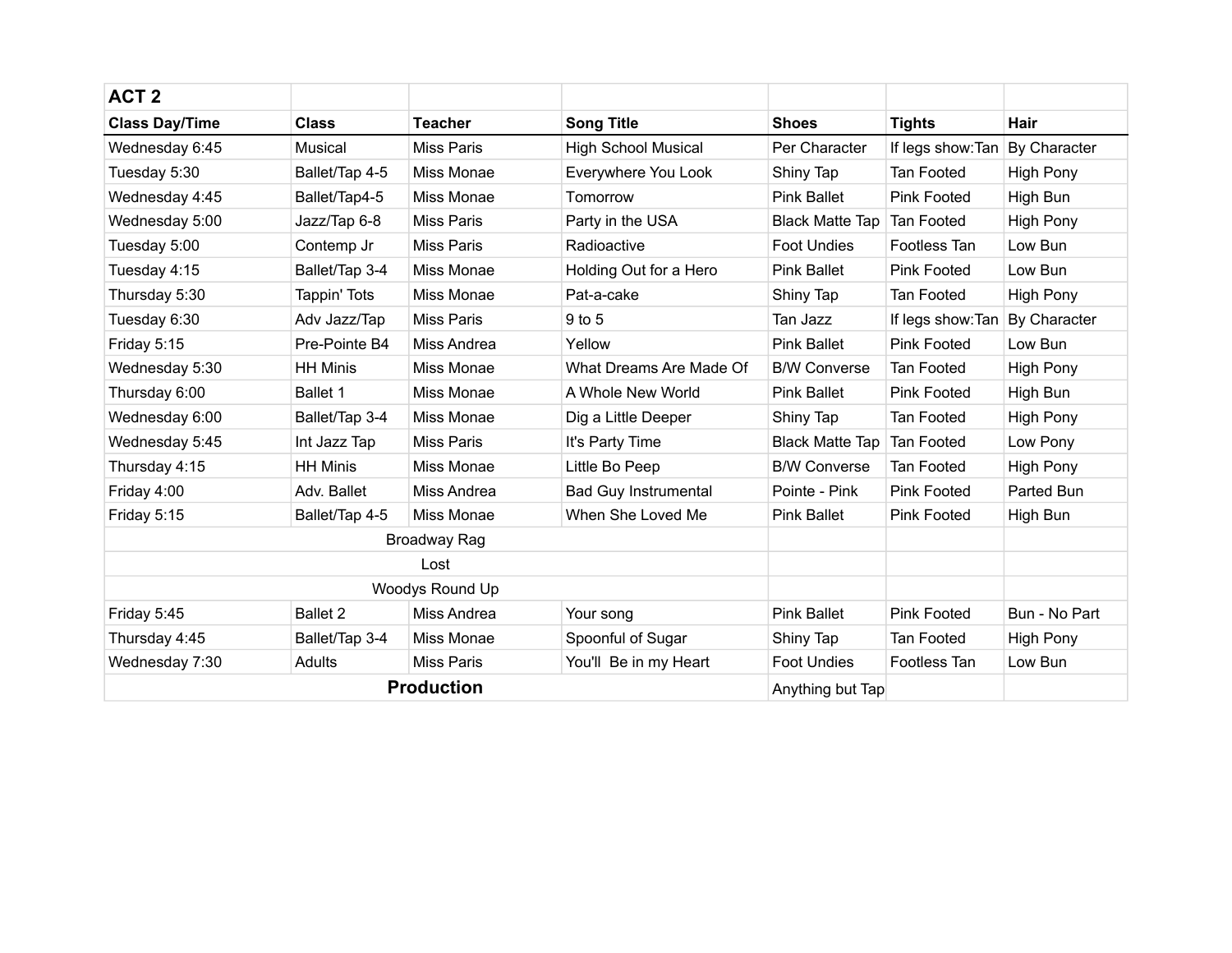| ACT 2 | | | | | | |
|---|---|---|---|---|---|---|
| **Class Day/Time** | **Class** | **Teacher** | **Song Title** | **Shoes** | **Tights** | **Hair** |
| Wednesday 6:45 | Musical | Miss Paris | High School Musical | Per Character | If legs show:Tan | By Character |
| Tuesday 5:30 | Ballet/Tap 4-5 | Miss Monae | Everywhere You Look | Shiny Tap | Tan Footed | High Pony |
| Wednesday 4:45 | Ballet/Tap4-5 | Miss Monae | Tomorrow | Pink Ballet | Pink Footed | High Bun |
| Wednesday 5:00 | Jazz/Tap 6-8 | Miss Paris | Party in the USA | Black Matte Tap | Tan Footed | High Pony |
| Tuesday 5:00 | Contemp Jr | Miss Paris | Radioactive | Foot Undies | Footless Tan | Low Bun |
| Tuesday 4:15 | Ballet/Tap 3-4 | Miss Monae | Holding Out for a Hero | Pink Ballet | Pink Footed | Low Bun |
| Thursday 5:30 | Tappin' Tots | Miss Monae | Pat-a-cake | Shiny Tap | Tan Footed | High Pony |
| Tuesday 6:30 | Adv Jazz/Tap | Miss Paris | 9 to 5 | Tan Jazz | If legs show:Tan | By Character |
| Friday 5:15 | Pre-Pointe B4 | Miss Andrea | Yellow | Pink Ballet | Pink Footed | Low Bun |
| Wednesday 5:30 | HH Minis | Miss Monae | What Dreams Are Made Of | B/W Converse | Tan Footed | High Pony |
| Thursday 6:00 | Ballet 1 | Miss Monae | A Whole New World | Pink Ballet | Pink Footed | High Bun |
| Wednesday 6:00 | Ballet/Tap 3-4 | Miss Monae | Dig a Little Deeper | Shiny Tap | Tan Footed | High Pony |
| Wednesday 5:45 | Int Jazz Tap | Miss Paris | It's Party Time | Black Matte Tap | Tan Footed | Low Pony |
| Thursday 4:15 | HH Minis | Miss Monae | Little Bo Peep | B/W Converse | Tan Footed | High Pony |
| Friday 4:00 | Adv. Ballet | Miss Andrea | Bad Guy Instrumental | Pointe - Pink | Pink Footed | Parted Bun |
| Friday 5:15 | Ballet/Tap 4-5 | Miss Monae | When She Loved Me | Pink Ballet | Pink Footed | High Bun |
| Broadway Rag | | | | | | |
| Lost | | | | | | |
| Woodys Round Up | | | | | | |
| Friday 5:45 | Ballet 2 | Miss Andrea | Your song | Pink Ballet | Pink Footed | Bun - No Part |
| Thursday 4:45 | Ballet/Tap 3-4 | Miss Monae | Spoonful of Sugar | Shiny Tap | Tan Footed | High Pony |
| Wednesday 7:30 | Adults | Miss Paris | You'll  Be in my Heart | Foot Undies | Footless Tan | Low Bun |
| **Production** | | | | Anything but Tap | | |